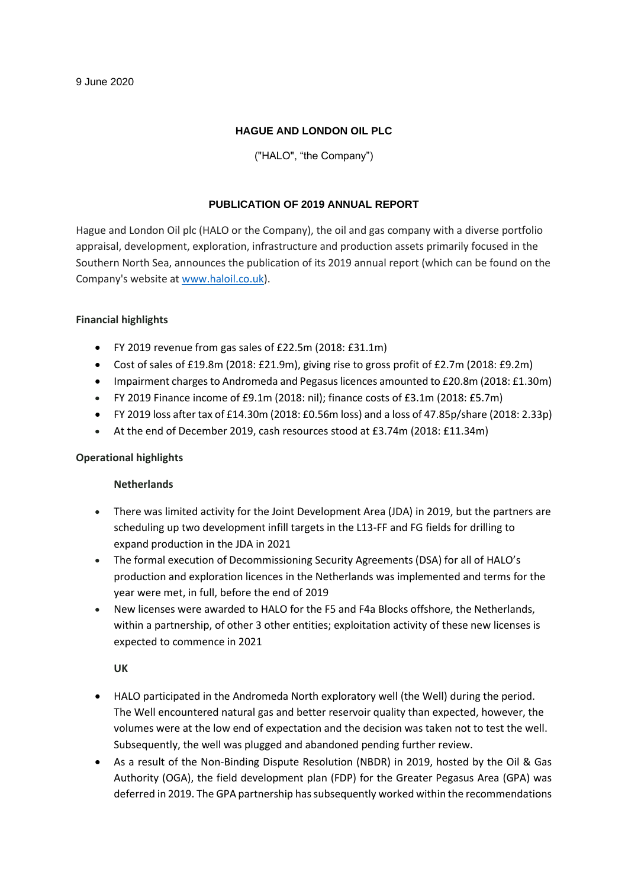9 June 2020

**HAGUE AND LONDON OIL PLC**

("HALO", "the Company")

**PUBLICATION OF 2019 ANNUAL REPORT**

Hague and London Oil plc (HALO or the Company), the oil and gas company with a diverse portfolio appraisal, development, exploration, infrastructure and production assets primarily focused in the Southern North Sea, announces the publication of its 2019 annual report (which can be found on the Company's website at www.haloil.co.uk).

**Financial highlights**

- FY 2019 revenue from gas sales of £22.5m (2018: £31.1m)
- Cost of sales of £19.8m (2018: £21.9m), giving rise to gross profit of £2.7m (2018: £9.2m)
- Impairment charges to Andromeda and Pegasus licences amounted to £20.8m (2018: £1.30m)
- FY 2019 Finance income of £9.1m (2018: nil); finance costs of £3.1m (2018: £5.7m)
- FY 2019 loss after tax of £14.30m (2018: £0.56m loss) and a loss of 47.85p/share (2018: 2.33p)
- At the end of December 2019, cash resources stood at £3.74m (2018: £11.34m)

**Operational highlights**

**Netherlands**

- There was limited activity for the Joint Development Area (JDA) in 2019, but the partners are scheduling up two development infill targets in the L13-FF and FG fields for drilling to expand production in the JDA in 2021
- The formal execution of Decommissioning Security Agreements (DSA) for all of HALO's production and exploration licences in the Netherlands was implemented and terms for the year were met, in full, before the end of 2019
- New licenses were awarded to HALO for the F5 and F4a Blocks offshore, the Netherlands, within a partnership, of other 3 other entities; exploitation activity of these new licenses is expected to commence in 2021

**UK**

- HALO participated in the Andromeda North exploratory well (the Well) during the period. The Well encountered natural gas and better reservoir quality than expected, however, the volumes were at the low end of expectation and the decision was taken not to test the well. Subsequently, the well was plugged and abandoned pending further review.
- As a result of the Non-Binding Dispute Resolution (NBDR) in 2019, hosted by the Oil & Gas Authority (OGA), the field development plan (FDP) for the Greater Pegasus Area (GPA) was deferred in 2019. The GPA partnership has subsequently worked within the recommendations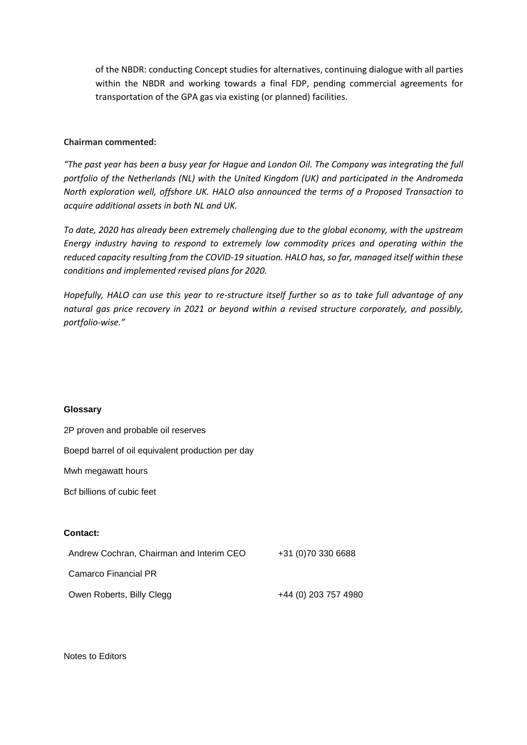of the NBDR: conducting Concept studies for alternatives, continuing dialogue with all parties within the NBDR and working towards a final FDP, pending commercial agreements for transportation of the GPA gas via existing (or planned) facilities.

**Chairman commented:**

*"The past year has been a busy year for Hague and London Oil. The Company was integrating the full portfolio of the Netherlands (NL) with the United Kingdom (UK) and participated in the Andromeda North exploration well, offshore UK. HALO also announced the terms of a Proposed Transaction to acquire additional assets in both NL and UK.*

*To date, 2020 has already been extremely challenging due to the global economy, with the upstream Energy industry having to respond to extremely low commodity prices and operating within the reduced capacity resulting from the COVID-19 situation. HALO has, so far, managed itself within these conditions and implemented revised plans for 2020.*

*Hopefully, HALO can use this year to re-structure itself further so as to take full advantage of any natural gas price recovery in 2021 or beyond within a revised structure corporately, and possibly, portfolio-wise."*

**Glossary**

2P proven and probable oil reserves

Boepd barrel of oil equivalent production per day

Mwh megawatt hours

Bcf billions of cubic feet

**Contact:**

| | |
|---|---|
| Andrew Cochran, Chairman and Interim CEO | +31 (0)70 330 6688 |
| Camarco Financial PR | |
| Owen Roberts, Billy Clegg | +44 (0) 203 757 4980 |

Notes to Editors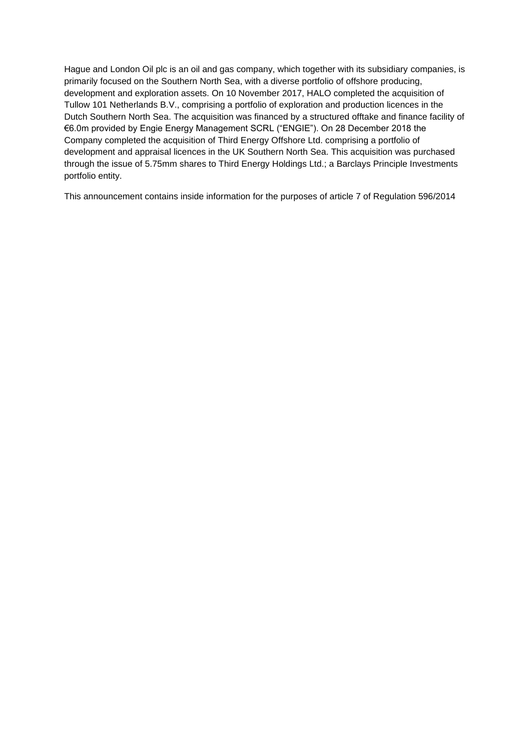Hague and London Oil plc is an oil and gas company, which together with its subsidiary companies, is primarily focused on the Southern North Sea, with a diverse portfolio of offshore producing, development and exploration assets. On 10 November 2017, HALO completed the acquisition of Tullow 101 Netherlands B.V., comprising a portfolio of exploration and production licences in the Dutch Southern North Sea. The acquisition was financed by a structured offtake and finance facility of €6.0m provided by Engie Energy Management SCRL ("ENGIE"). On 28 December 2018 the Company completed the acquisition of Third Energy Offshore Ltd. comprising a portfolio of development and appraisal licences in the UK Southern North Sea. This acquisition was purchased through the issue of 5.75mm shares to Third Energy Holdings Ltd.; a Barclays Principle Investments portfolio entity.

This announcement contains inside information for the purposes of article 7 of Regulation 596/2014